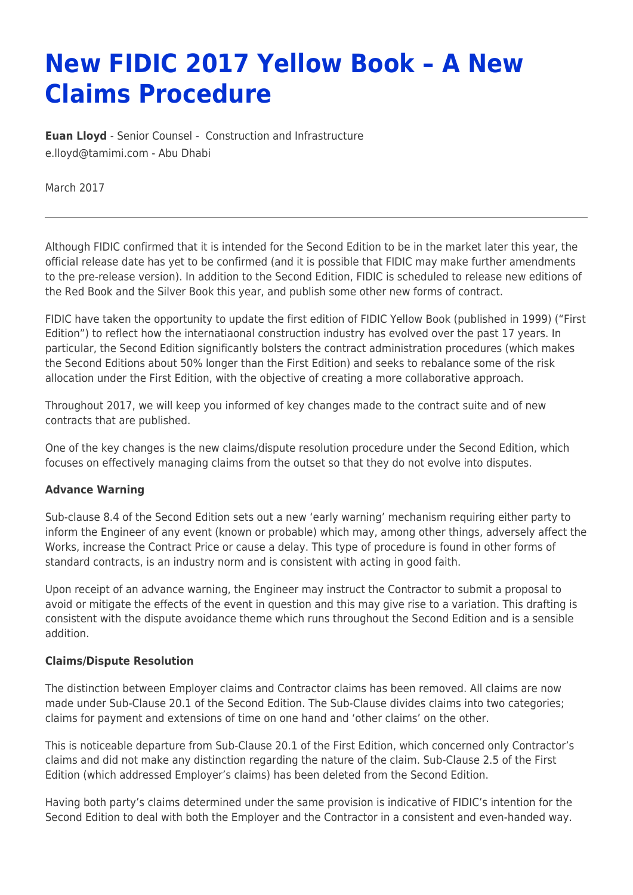# New FIDIC 2017 Yellow Book – A New Claims Procedure

**Euan Lloyd** - Senior Counsel - Construction and Infrastructure
e.lloyd@tamimi.com - Abu Dhabi

March 2017

---

Although FIDIC confirmed that it is intended for the Second Edition to be in the market later this year, the official release date has yet to be confirmed (and it is possible that FIDIC may make further amendments to the pre-release version). In addition to the Second Edition, FIDIC is scheduled to release new editions of the Red Book and the Silver Book this year, and publish some other new forms of contract.

FIDIC have taken the opportunity to update the first edition of FIDIC Yellow Book (published in 1999) ("First Edition") to reflect how the internatiaonal construction industry has evolved over the past 17 years. In particular, the Second Edition significantly bolsters the contract administration procedures (which makes the Second Editions about 50% longer than the First Edition) and seeks to rebalance some of the risk allocation under the First Edition, with the objective of creating a more collaborative approach.

Throughout 2017, we will keep you informed of key changes made to the contract suite and of new contracts that are published.

One of the key changes is the new claims/dispute resolution procedure under the Second Edition, which focuses on effectively managing claims from the outset so that they do not evolve into disputes.

**Advance Warning**

Sub-clause 8.4 of the Second Edition sets out a new 'early warning' mechanism requiring either party to inform the Engineer of any event (known or probable) which may, among other things, adversely affect the Works, increase the Contract Price or cause a delay. This type of procedure is found in other forms of standard contracts, is an industry norm and is consistent with acting in good faith.

Upon receipt of an advance warning, the Engineer may instruct the Contractor to submit a proposal to avoid or mitigate the effects of the event in question and this may give rise to a variation. This drafting is consistent with the dispute avoidance theme which runs throughout the Second Edition and is a sensible addition.

**Claims/Dispute Resolution**

The distinction between Employer claims and Contractor claims has been removed. All claims are now made under Sub-Clause 20.1 of the Second Edition. The Sub-Clause divides claims into two categories; claims for payment and extensions of time on one hand and 'other claims' on the other.

This is noticeable departure from Sub-Clause 20.1 of the First Edition, which concerned only Contractor's claims and did not make any distinction regarding the nature of the claim. Sub-Clause 2.5 of the First Edition (which addressed Employer's claims) has been deleted from the Second Edition.

Having both party's claims determined under the same provision is indicative of FIDIC's intention for the Second Edition to deal with both the Employer and the Contractor in a consistent and even-handed way.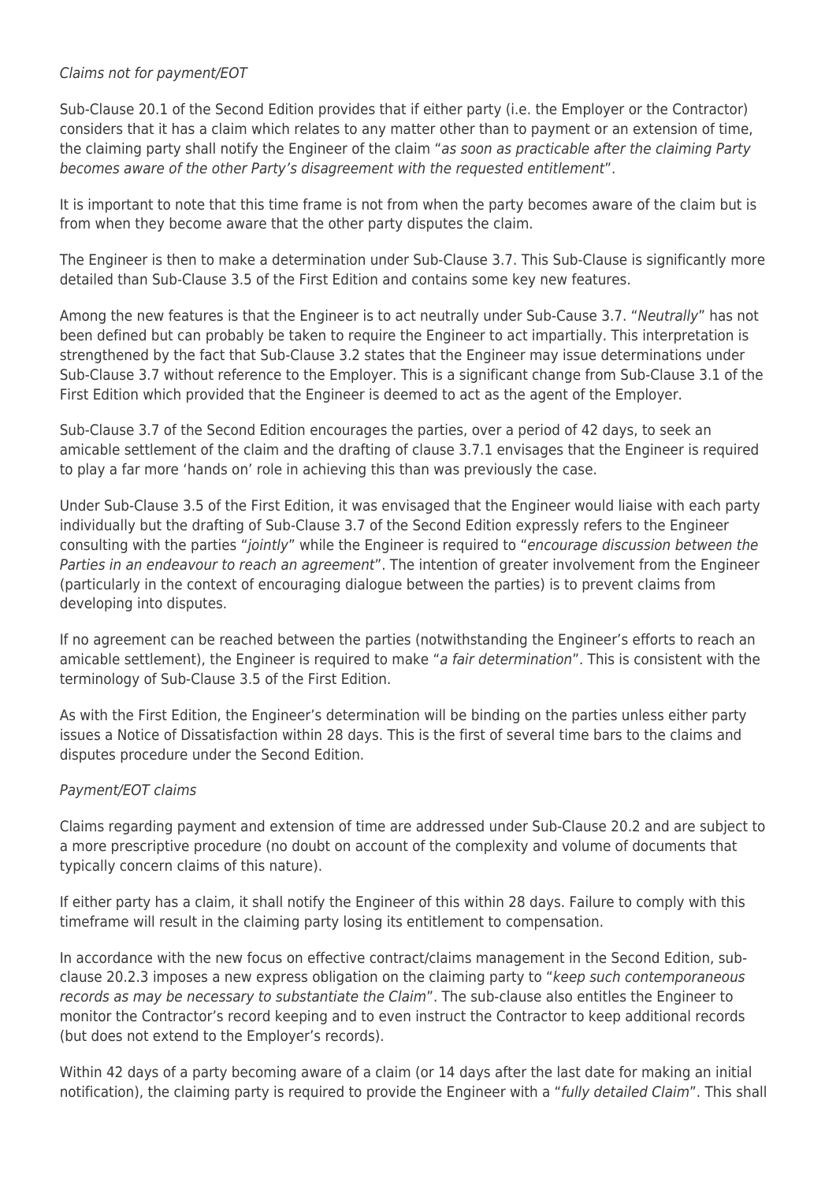*Claims not for payment/EOT*

Sub-Clause 20.1 of the Second Edition provides that if either party (i.e. the Employer or the Contractor) considers that it has a claim which relates to any matter other than to payment or an extension of time, the claiming party shall notify the Engineer of the claim "*as soon as practicable after the claiming Party becomes aware of the other Party's disagreement with the requested entitlement*".

It is important to note that this time frame is not from when the party becomes aware of the claim but is from when they become aware that the other party disputes the claim.

The Engineer is then to make a determination under Sub-Clause 3.7. This Sub-Clause is significantly more detailed than Sub-Clause 3.5 of the First Edition and contains some key new features.

Among the new features is that the Engineer is to act neutrally under Sub-Cause 3.7. "*Neutrally*" has not been defined but can probably be taken to require the Engineer to act impartially. This interpretation is strengthened by the fact that Sub-Clause 3.2 states that the Engineer may issue determinations under Sub-Clause 3.7 without reference to the Employer. This is a significant change from Sub-Clause 3.1 of the First Edition which provided that the Engineer is deemed to act as the agent of the Employer.

Sub-Clause 3.7 of the Second Edition encourages the parties, over a period of 42 days, to seek an amicable settlement of the claim and the drafting of clause 3.7.1 envisages that the Engineer is required to play a far more 'hands on' role in achieving this than was previously the case.

Under Sub-Clause 3.5 of the First Edition, it was envisaged that the Engineer would liaise with each party individually but the drafting of Sub-Clause 3.7 of the Second Edition expressly refers to the Engineer consulting with the parties "*jointly*" while the Engineer is required to "*encourage discussion between the Parties in an endeavour to reach an agreement*". The intention of greater involvement from the Engineer (particularly in the context of encouraging dialogue between the parties) is to prevent claims from developing into disputes.

If no agreement can be reached between the parties (notwithstanding the Engineer's efforts to reach an amicable settlement), the Engineer is required to make "*a fair determination*". This is consistent with the terminology of Sub-Clause 3.5 of the First Edition.

As with the First Edition, the Engineer's determination will be binding on the parties unless either party issues a Notice of Dissatisfaction within 28 days. This is the first of several time bars to the claims and disputes procedure under the Second Edition.

*Payment/EOT claims*

Claims regarding payment and extension of time are addressed under Sub-Clause 20.2 and are subject to a more prescriptive procedure (no doubt on account of the complexity and volume of documents that typically concern claims of this nature).

If either party has a claim, it shall notify the Engineer of this within 28 days. Failure to comply with this timeframe will result in the claiming party losing its entitlement to compensation.

In accordance with the new focus on effective contract/claims management in the Second Edition, sub-clause 20.2.3 imposes a new express obligation on the claiming party to "*keep such contemporaneous records as may be necessary to substantiate the Claim*". The sub-clause also entitles the Engineer to monitor the Contractor's record keeping and to even instruct the Contractor to keep additional records (but does not extend to the Employer's records).

Within 42 days of a party becoming aware of a claim (or 14 days after the last date for making an initial notification), the claiming party is required to provide the Engineer with a "*fully detailed Claim*". This shall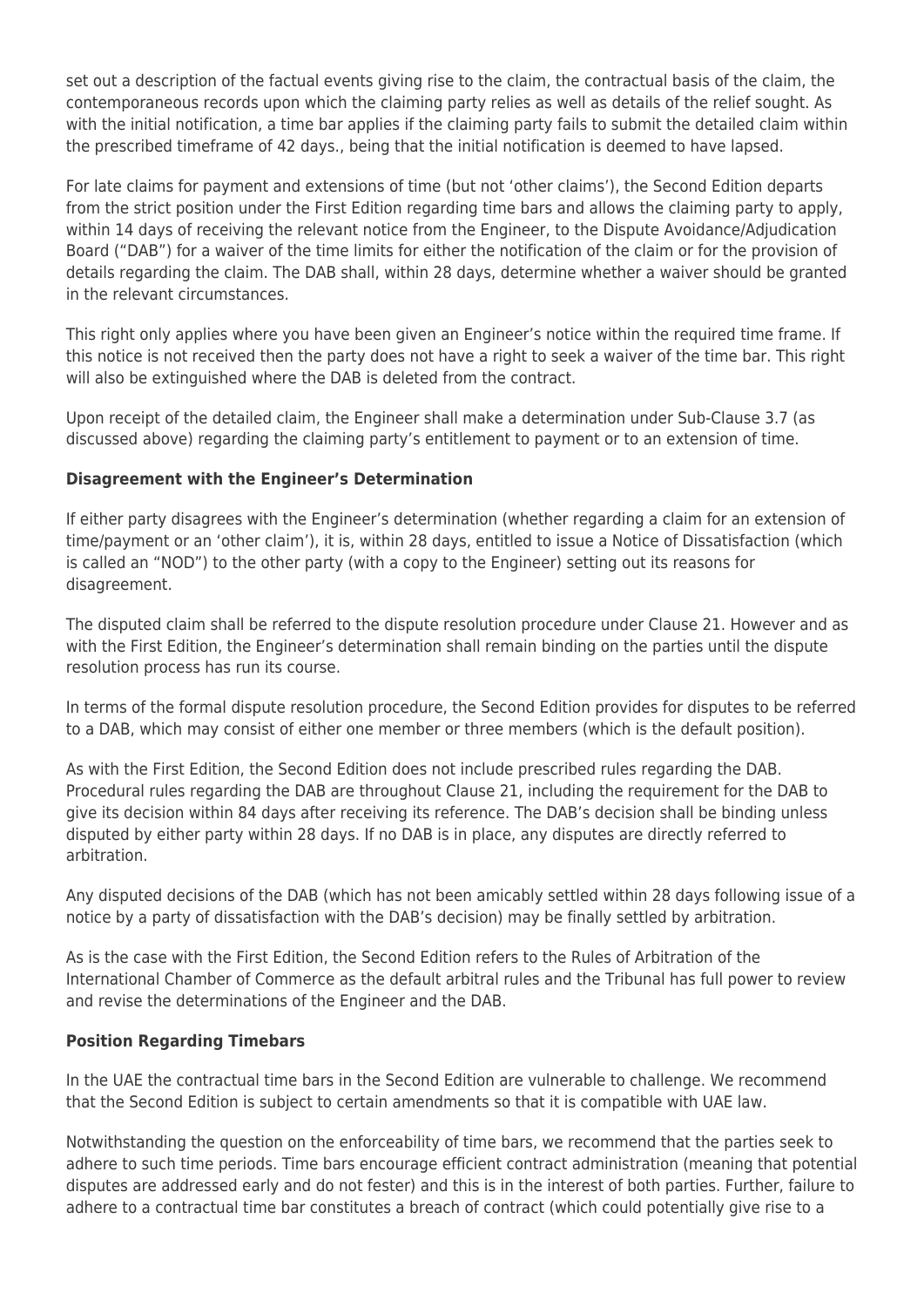set out a description of the factual events giving rise to the claim, the contractual basis of the claim, the contemporaneous records upon which the claiming party relies as well as details of the relief sought. As with the initial notification, a time bar applies if the claiming party fails to submit the detailed claim within the prescribed timeframe of 42 days., being that the initial notification is deemed to have lapsed.

For late claims for payment and extensions of time (but not 'other claims'), the Second Edition departs from the strict position under the First Edition regarding time bars and allows the claiming party to apply, within 14 days of receiving the relevant notice from the Engineer, to the Dispute Avoidance/Adjudication Board ("DAB") for a waiver of the time limits for either the notification of the claim or for the provision of details regarding the claim. The DAB shall, within 28 days, determine whether a waiver should be granted in the relevant circumstances.

This right only applies where you have been given an Engineer's notice within the required time frame. If this notice is not received then the party does not have a right to seek a waiver of the time bar. This right will also be extinguished where the DAB is deleted from the contract.

Upon receipt of the detailed claim, the Engineer shall make a determination under Sub-Clause 3.7 (as discussed above) regarding the claiming party's entitlement to payment or to an extension of time.

**Disagreement with the Engineer's Determination**

If either party disagrees with the Engineer's determination (whether regarding a claim for an extension of time/payment or an 'other claim'), it is, within 28 days, entitled to issue a Notice of Dissatisfaction (which is called an "NOD") to the other party (with a copy to the Engineer) setting out its reasons for disagreement.

The disputed claim shall be referred to the dispute resolution procedure under Clause 21. However and as with the First Edition, the Engineer's determination shall remain binding on the parties until the dispute resolution process has run its course.

In terms of the formal dispute resolution procedure, the Second Edition provides for disputes to be referred to a DAB, which may consist of either one member or three members (which is the default position).

As with the First Edition, the Second Edition does not include prescribed rules regarding the DAB. Procedural rules regarding the DAB are throughout Clause 21, including the requirement for the DAB to give its decision within 84 days after receiving its reference. The DAB's decision shall be binding unless disputed by either party within 28 days. If no DAB is in place, any disputes are directly referred to arbitration.

Any disputed decisions of the DAB (which has not been amicably settled within 28 days following issue of a notice by a party of dissatisfaction with the DAB's decision) may be finally settled by arbitration.

As is the case with the First Edition, the Second Edition refers to the Rules of Arbitration of the International Chamber of Commerce as the default arbitral rules and the Tribunal has full power to review and revise the determinations of the Engineer and the DAB.

**Position Regarding Timebars**

In the UAE the contractual time bars in the Second Edition are vulnerable to challenge. We recommend that the Second Edition is subject to certain amendments so that it is compatible with UAE law.

Notwithstanding the question on the enforceability of time bars, we recommend that the parties seek to adhere to such time periods. Time bars encourage efficient contract administration (meaning that potential disputes are addressed early and do not fester) and this is in the interest of both parties. Further, failure to adhere to a contractual time bar constitutes a breach of contract (which could potentially give rise to a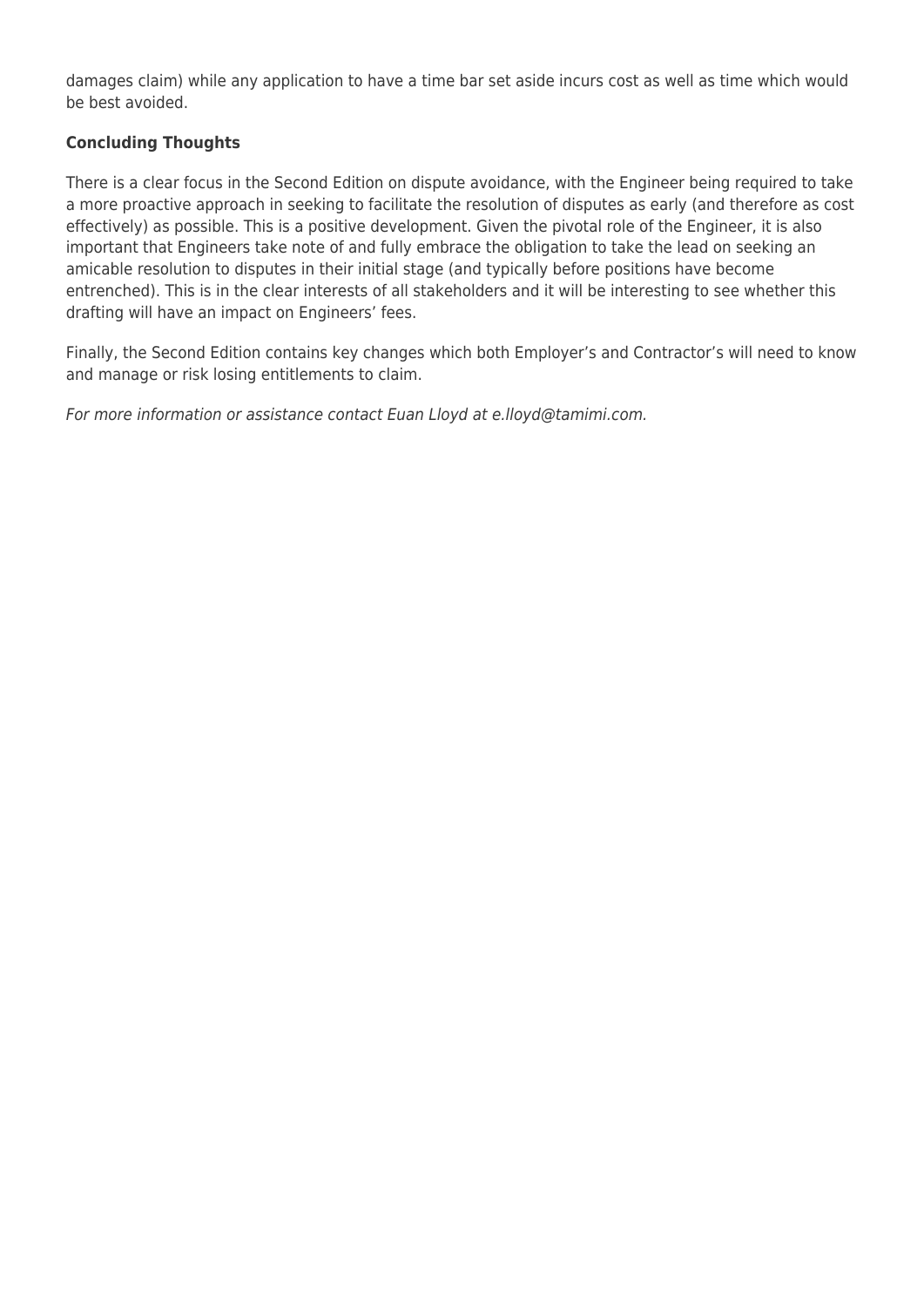damages claim) while any application to have a time bar set aside incurs cost as well as time which would be best avoided.

**Concluding Thoughts**

There is a clear focus in the Second Edition on dispute avoidance, with the Engineer being required to take a more proactive approach in seeking to facilitate the resolution of disputes as early (and therefore as cost effectively) as possible. This is a positive development. Given the pivotal role of the Engineer, it is also important that Engineers take note of and fully embrace the obligation to take the lead on seeking an amicable resolution to disputes in their initial stage (and typically before positions have become entrenched). This is in the clear interests of all stakeholders and it will be interesting to see whether this drafting will have an impact on Engineers' fees.

Finally, the Second Edition contains key changes which both Employer's and Contractor's will need to know and manage or risk losing entitlements to claim.

*For more information or assistance contact Euan Lloyd at e.lloyd@tamimi.com.*